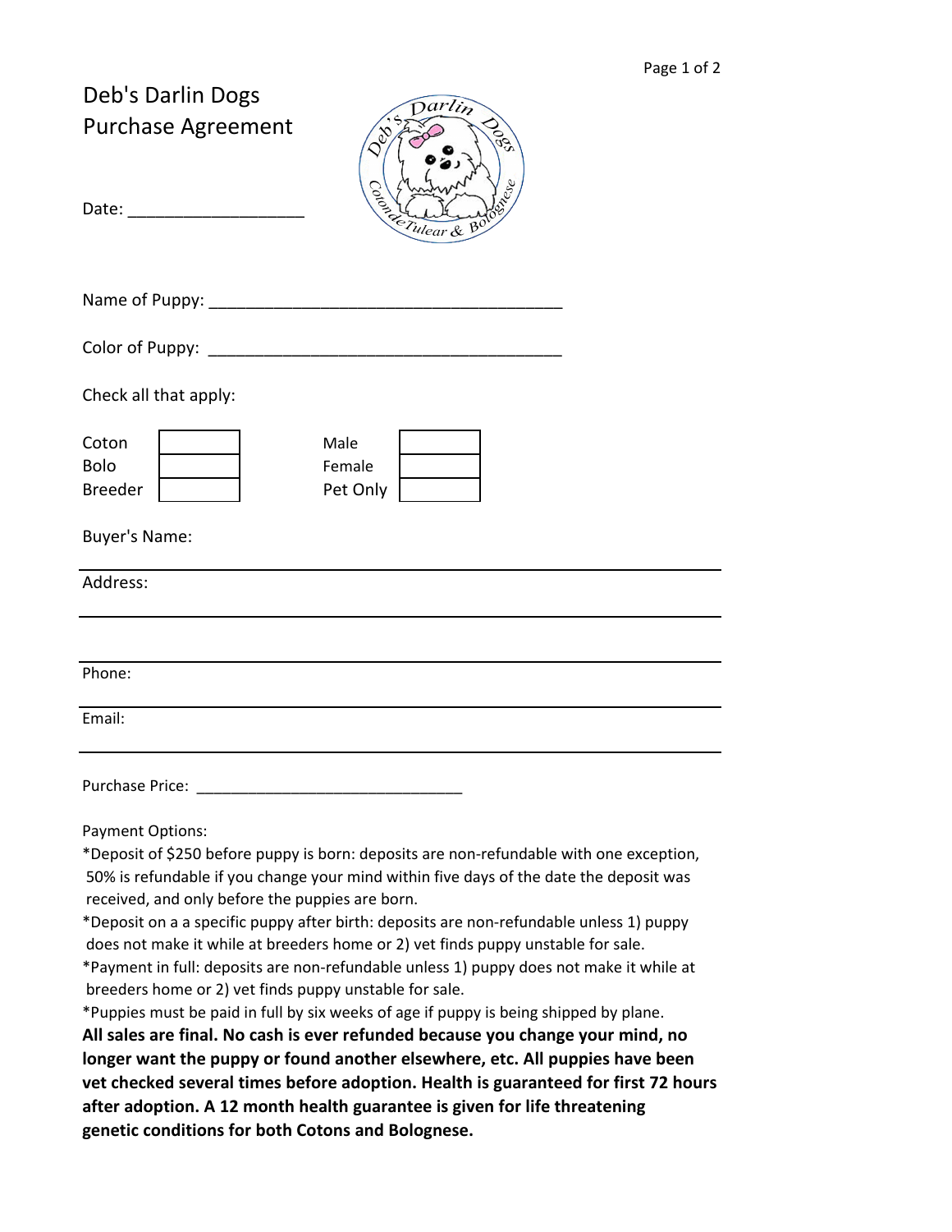# Deb's Darlin Dogs
# Purchase Agreement

Date: ___________________

Name of Puppy: _______________________________________

Color of Puppy: _______________________________________

Check all that apply:

| | | | |
|---|---|---|---|
| Coton | | Male | |
| Bolo | | Female | |
| Breeder | | Pet Only | |

Buyer's Name:

Address:

Phone:

Email:

Purchase Price: _____________________________

Payment Options:

*Deposit of $250 before puppy is born: deposits are non-refundable with one exception, 50% is refundable if you change your mind within five days of the date the deposit was received, and only before the puppies are born.

*Deposit on a a specific puppy after birth: deposits are non-refundable unless 1) puppy does not make it while at breeders home or 2) vet finds puppy unstable for sale.

*Payment in full: deposits are non-refundable unless 1) puppy does not make it while at breeders home or 2) vet finds puppy unstable for sale.

*Puppies must be paid in full by six weeks of age if puppy is being shipped by plane.

**All sales are final. No cash is ever refunded because you change your mind, no longer want the puppy or found another elsewhere, etc. All puppies have been vet checked several times before adoption. Health is guaranteed for first 72 hours after adoption. A 12 month health guarantee is given for life threatening genetic conditions for both Cotons and Bolognese.**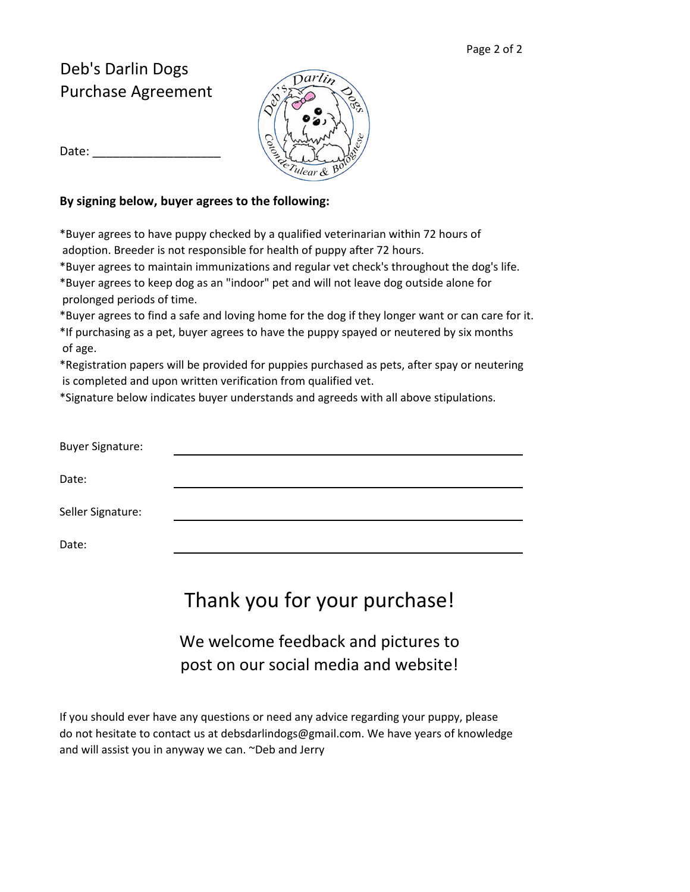# Deb's Darlin Dogs
# Purchase Agreement

Date: ___________________

**By signing below, buyer agrees to the following:**

*Buyer agrees to have puppy checked by a qualified veterinarian within 72 hours of adoption. Breeder is not responsible for health of puppy after 72 hours.

*Buyer agrees to maintain immunizations and regular vet check's throughout the dog's life.

*Buyer agrees to keep dog as an "indoor" pet and will not leave dog outside alone for prolonged periods of time.

*Buyer agrees to find a safe and loving home for the dog if they longer want or can care for it.

*If purchasing as a pet, buyer agrees to have the puppy spayed or neutered by six months of age.

*Registration papers will be provided for puppies purchased as pets, after spay or neutering is completed and upon written verification from qualified vet.

*Signature below indicates buyer understands and agreeds with all above stipulations.

Buyer Signature: ______________________________

Date: ______________________________

Seller Signature: ______________________________

Date: ______________________________

## Thank you for your purchase!

### We welcome feedback and pictures to post on our social media and website!

If you should ever have any questions or need any advice regarding your puppy, please do not hesitate to contact us at debsdarlindogs@gmail.com. We have years of knowledge and will assist you in anyway we can. ~Deb and Jerry